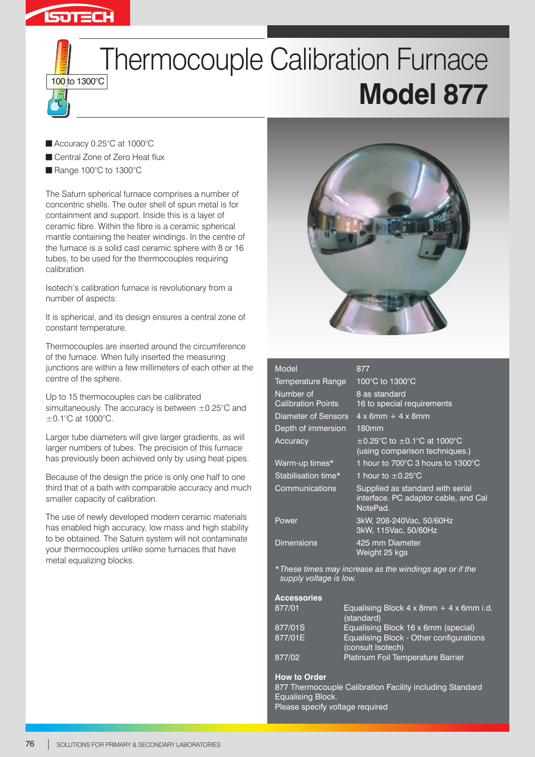# Thermocouple Calibration Furnace

## Model 877

100 to 1300°C

- Accuracy 0.25°C at 1000°C
- Central Zone of Zero Heat flux
- Range 100°C to 1300°C

The Saturn spherical furnace comprises a number of concentric shells. The outer shell of spun metal is for containment and support. Inside this is a layer of ceramic fibre. Within the fibre is a ceramic spherical mantle containing the heater windings. In the centre of the furnace is a solid cast ceramic sphere with 8 or 16 tubes, to be used for the thermocouples requiring calibration.

Isotech's calibration furnace is revolutionary from a number of aspects:

It is spherical, and its design ensures a central zone of constant temperature.

Thermocouples are inserted around the circumference of the furnace. When fully inserted the measuring junctions are within a few millimeters of each other at the centre of the sphere.

Up to 15 thermocouples can be calibrated simultaneously. The accuracy is between ±0.25°C and ±0.1°C at 1000°C.

Larger tube diameters will give larger gradients, as will larger numbers of tubes. The precision of this furnace has previously been achieved only by using heat pipes.

Because of the design the price is only one half to one third that of a bath with comparable accuracy and much smaller capacity of calibration.

The use of newly developed modern ceramic materials has enabled high accuracy, low mass and high stability to be obtained. The Saturn system will not contaminate your thermocouples unlike some furnaces that have metal equalizing blocks.

| Model | 877 |
|---|---|
| Temperature Range | 100°C to 1300°C |
| Number of Calibration Points | 8 as standard<br>16 to special requirements |
| Diameter of Sensors | 4 x 6mm + 4 x 8mm |
| Depth of immersion | 180mm |
| Accuracy | ±0.25°C to ±0.1°C at 1000°C (using comparison techniques.) |
| Warm-up times* | 1 hour to 700°C 3 hours to 1300°C |
| Stabilisation time* | 1 hour to ±0.25°C |
| Communications | Supplied as standard with serial interface. PC adaptor cable, and Cal NotePad. |
| Power | 3kW, 208-240Vac, 50/60Hz<br>3kW, 115Vac, 50/60Hz |
| Dimensions | 425 mm Diameter<br>Weight 25 kgs |

*\* These times may increase as the windings age or if the supply voltage is low.*

**Accessories**

| | |
|---|---|
| 877/01 | Equalising Block 4 x 8mm + 4 x 6mm i.d. (standard) |
| 877/01S | Equalising Block 16 x 6mm (special) |
| 877/01E | Equalising Block - Other configurations (consult Isotech) |
| 877/02 | Platinum Foil Temperature Barrier |

**How to Order**

877 Thermocouple Calibration Facility including Standard Equalising Block.
Please specify voltage required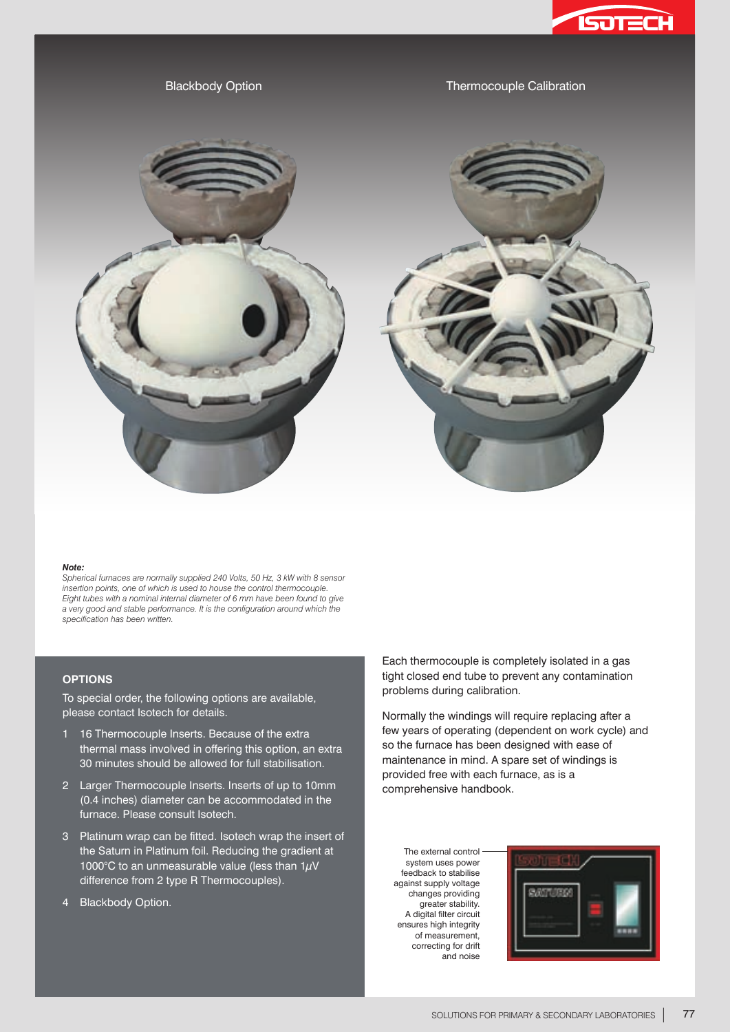Blackbody Option

Thermocouple Calibration

***Note:***
*Spherical furnaces are normally supplied 240 Volts, 50 Hz, 3 kW with 8 sensor insertion points, one of which is used to house the control thermocouple. Eight tubes with a nominal internal diameter of 6 mm have been found to give a very good and stable performance. It is the configuration around which the specification has been written.*

### OPTIONS

To special order, the following options are available, please contact Isotech for details.

1. 16 Thermocouple Inserts. Because of the extra thermal mass involved in offering this option, an extra 30 minutes should be allowed for full stabilisation.
2. Larger Thermocouple Inserts. Inserts of up to 10mm (0.4 inches) diameter can be accommodated in the furnace. Please consult Isotech.
3. Platinum wrap can be fitted. Isotech wrap the insert of the Saturn in Platinum foil. Reducing the gradient at 1000°C to an unmeasurable value (less than 1$\mu$V difference from 2 type R Thermocouples).
4. Blackbody Option.

Each thermocouple is completely isolated in a gas tight closed end tube to prevent any contamination problems during calibration.

Normally the windings will require replacing after a few years of operating (dependent on work cycle) and so the furnace has been designed with ease of maintenance in mind. A spare set of windings is provided free with each furnace, as is a comprehensive handbook.

The external control system uses power feedback to stabilise against supply voltage changes providing greater stability. A digital filter circuit ensures high integrity of measurement, correcting for drift and noise